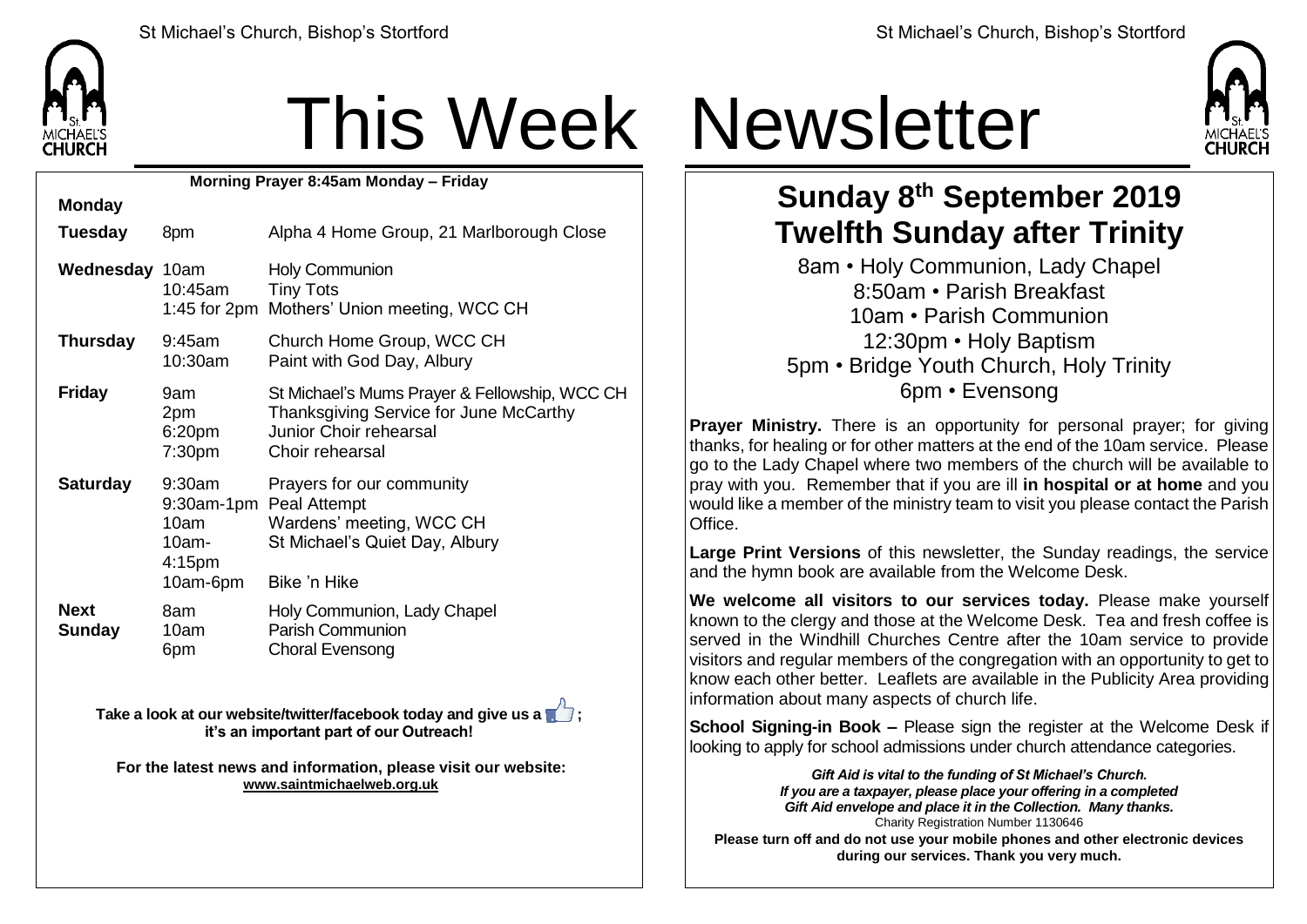# This Week Newsletter

**Morning Prayer 8:45am Monday – Friday**

| Day | Time | Event |
|---|---|---|
| **Monday** | | |
| **Tuesday** | 8pm | Alpha 4 Home Group, 21 Marlborough Close |
| **Wednesday** | 10am | Holy Communion |
| | 10:45am | Tiny Tots |
| | 1:45 for 2pm | Mothers' Union meeting, WCC CH |
| **Thursday** | 9:45am | Church Home Group, WCC CH |
| | 10:30am | Paint with God Day, Albury |
| **Friday** | 9am | St Michael's Mums Prayer & Fellowship, WCC CH |
| | 2pm | Thanksgiving Service for June McCarthy |
| | 6:20pm | Junior Choir rehearsal |
| | 7:30pm | Choir rehearsal |
| **Saturday** | 9:30am | Prayers for our community |
| | 9:30am-1pm | Peal Attempt |
| | 10am | Wardens' meeting, WCC CH |
| | 10am-4:15pm | St Michael's Quiet Day, Albury |
| | 10am-6pm | Bike 'n Hike |
| **Next Sunday** | 8am | Holy Communion, Lady Chapel |
| | 10am | Parish Communion |
| | 6pm | Choral Evensong |

**Take a look at our website/twitter/facebook today and give us a 👍; it's an important part of our Outreach!**

**For the latest news and information, please visit our website: www.saintmichaelweb.org.uk**

## Sunday 8th September 2019
## Twelfth Sunday after Trinity

8am • Holy Communion, Lady Chapel
8:50am • Parish Breakfast
10am • Parish Communion
12:30pm • Holy Baptism
5pm • Bridge Youth Church, Holy Trinity
6pm • Evensong

**Prayer Ministry.** There is an opportunity for personal prayer; for giving thanks, for healing or for other matters at the end of the 10am service. Please go to the Lady Chapel where two members of the church will be available to pray with you. Remember that if you are ill **in hospital or at home** and you would like a member of the ministry team to visit you please contact the Parish Office.

**Large Print Versions** of this newsletter, the Sunday readings, the service and the hymn book are available from the Welcome Desk.

**We welcome all visitors to our services today.** Please make yourself known to the clergy and those at the Welcome Desk. Tea and fresh coffee is served in the Windhill Churches Centre after the 10am service to provide visitors and regular members of the congregation with an opportunity to get to know each other better. Leaflets are available in the Publicity Area providing information about many aspects of church life.

**School Signing-in Book –** Please sign the register at the Welcome Desk if looking to apply for school admissions under church attendance categories.

***Gift Aid is vital to the funding of St Michael's Church. If you are a taxpayer, please place your offering in a completed Gift Aid envelope and place it in the Collection. Many thanks.***
Charity Registration Number 1130646

**Please turn off and do not use your mobile phones and other electronic devices during our services. Thank you very much.**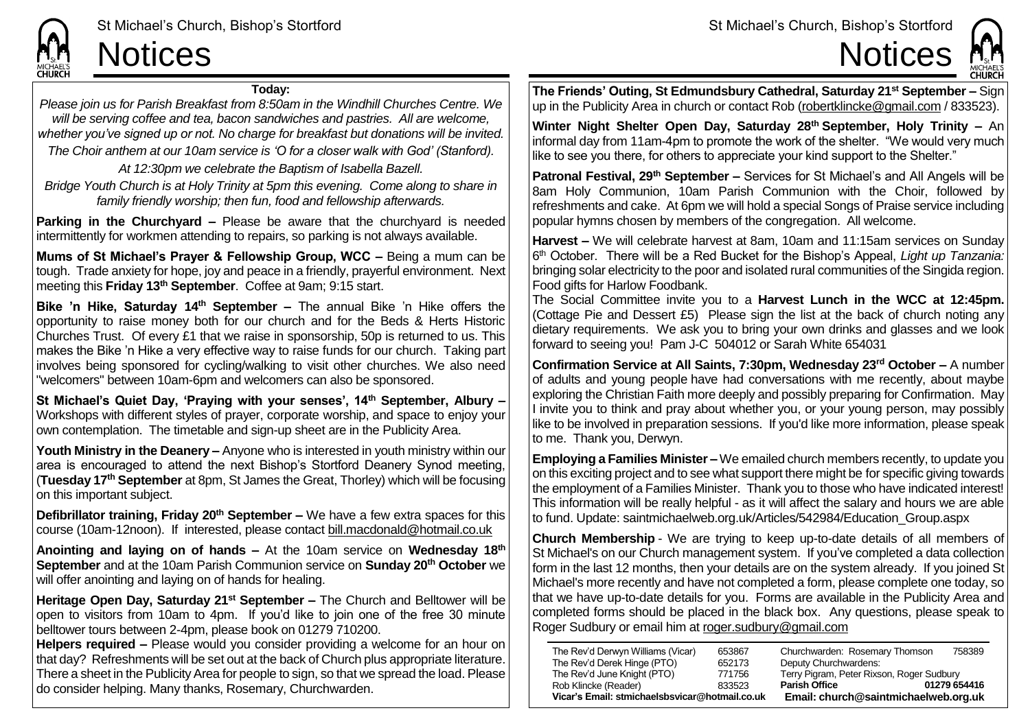# Notices

**Today:**

*Please join us for Parish Breakfast from 8:50am in the Windhill Churches Centre. We will be serving coffee and tea, bacon sandwiches and pastries. All are welcome, whether you've signed up or not. No charge for breakfast but donations will be invited.*

*The Choir anthem at our 10am service is 'O for a closer walk with God' (Stanford).*

*At 12:30pm we celebrate the Baptism of Isabella Bazell.*

*Bridge Youth Church is at Holy Trinity at 5pm this evening. Come along to share in family friendly worship; then fun, food and fellowship afterwards.*

**Parking in the Churchyard –** Please be aware that the churchyard is needed intermittently for workmen attending to repairs, so parking is not always available.

**Mums of St Michael's Prayer & Fellowship Group, WCC –** Being a mum can be tough. Trade anxiety for hope, joy and peace in a friendly, prayerful environment. Next meeting this **Friday 13th September**. Coffee at 9am; 9:15 start.

**Bike 'n Hike, Saturday 14th September –** The annual Bike 'n Hike offers the opportunity to raise money both for our church and for the Beds & Herts Historic Churches Trust. Of every £1 that we raise in sponsorship, 50p is returned to us. This makes the Bike 'n Hike a very effective way to raise funds for our church. Taking part involves being sponsored for cycling/walking to visit other churches. We also need "welcomers" between 10am-6pm and welcomers can also be sponsored.

**St Michael's Quiet Day, 'Praying with your senses', 14th September, Albury –** Workshops with different styles of prayer, corporate worship, and space to enjoy your own contemplation. The timetable and sign-up sheet are in the Publicity Area.

**Youth Ministry in the Deanery –** Anyone who is interested in youth ministry within our area is encouraged to attend the next Bishop's Stortford Deanery Synod meeting, (**Tuesday 17th September** at 8pm, St James the Great, Thorley) which will be focusing on this important subject.

**Defibrillator training, Friday 20th September –** We have a few extra spaces for this course (10am-12noon). If interested, please contact bill.macdonald@hotmail.co.uk

**Anointing and laying on of hands –** At the 10am service on **Wednesday 18th September** and at the 10am Parish Communion service on **Sunday 20th October** we will offer anointing and laying on of hands for healing.

**Heritage Open Day, Saturday 21st September –** The Church and Belltower will be open to visitors from 10am to 4pm. If you'd like to join one of the free 30 minute belltower tours between 2-4pm, please book on 01279 710200.

**Helpers required –** Please would you consider providing a welcome for an hour on that day? Refreshments will be set out at the back of Church plus appropriate literature. There a sheet in the Publicity Area for people to sign, so that we spread the load. Please do consider helping. Many thanks, Rosemary, Churchwarden.

**The Friends' Outing, St Edmundsbury Cathedral, Saturday 21st September –** Sign up in the Publicity Area in church or contact Rob (robertklincke@gmail.com / 833523).

**Winter Night Shelter Open Day, Saturday 28th September, Holy Trinity –** An informal day from 11am-4pm to promote the work of the shelter. "We would very much like to see you there, for others to appreciate your kind support to the Shelter."

**Patronal Festival, 29th September –** Services for St Michael's and All Angels will be 8am Holy Communion, 10am Parish Communion with the Choir, followed by refreshments and cake. At 6pm we will hold a special Songs of Praise service including popular hymns chosen by members of the congregation. All welcome.

**Harvest –** We will celebrate harvest at 8am, 10am and 11:15am services on Sunday 6th October. There will be a Red Bucket for the Bishop's Appeal, *Light up Tanzania:* bringing solar electricity to the poor and isolated rural communities of the Singida region. Food gifts for Harlow Foodbank.

The Social Committee invite you to a **Harvest Lunch in the WCC at 12:45pm.** (Cottage Pie and Dessert £5) Please sign the list at the back of church noting any dietary requirements. We ask you to bring your own drinks and glasses and we look forward to seeing you! Pam J-C 504012 or Sarah White 654031

**Confirmation Service at All Saints, 7:30pm, Wednesday 23rd October –** A number of adults and young people have had conversations with me recently, about maybe exploring the Christian Faith more deeply and possibly preparing for Confirmation. May I invite you to think and pray about whether you, or your young person, may possibly like to be involved in preparation sessions. If you'd like more information, please speak to me. Thank you, Derwyn.

**Employing a Families Minister –** We emailed church members recently, to update you on this exciting project and to see what support there might be for specific giving towards the employment of a Families Minister. Thank you to those who have indicated interest! This information will be really helpful - as it will affect the salary and hours we are able to fund. Update: saintmichaelweb.org.uk/Articles/542984/Education_Group.aspx

**Church Membership** - We are trying to keep up-to-date details of all members of St Michael's on our Church management system. If you've completed a data collection form in the last 12 months, then your details are on the system already. If you joined St Michael's more recently and have not completed a form, please complete one today, so that we have up-to-date details for you. Forms are available in the Publicity Area and completed forms should be placed in the black box. Any questions, please speak to Roger Sudbury or email him at roger.sudbury@gmail.com

| | | | |
|---|---|---|---|
| The Rev'd Derwyn Williams (Vicar) | 653867 | Churchwarden: Rosemary Thomson | 758389 |
| The Rev'd Derek Hinge (PTO) | 652173 | Deputy Churchwardens: | |
| The Rev'd June Knight (PTO) | 771756 | Terry Pigram, Peter Rixson, Roger Sudbury | |
| Rob Klincke (Reader) | 833523 | **Parish Office** | **01279 654416** |
| **Vicar's Email: stmichaelsbsvicar@hotmail.co.uk** | | **Email: church@saintmichaelweb.org.uk** | |